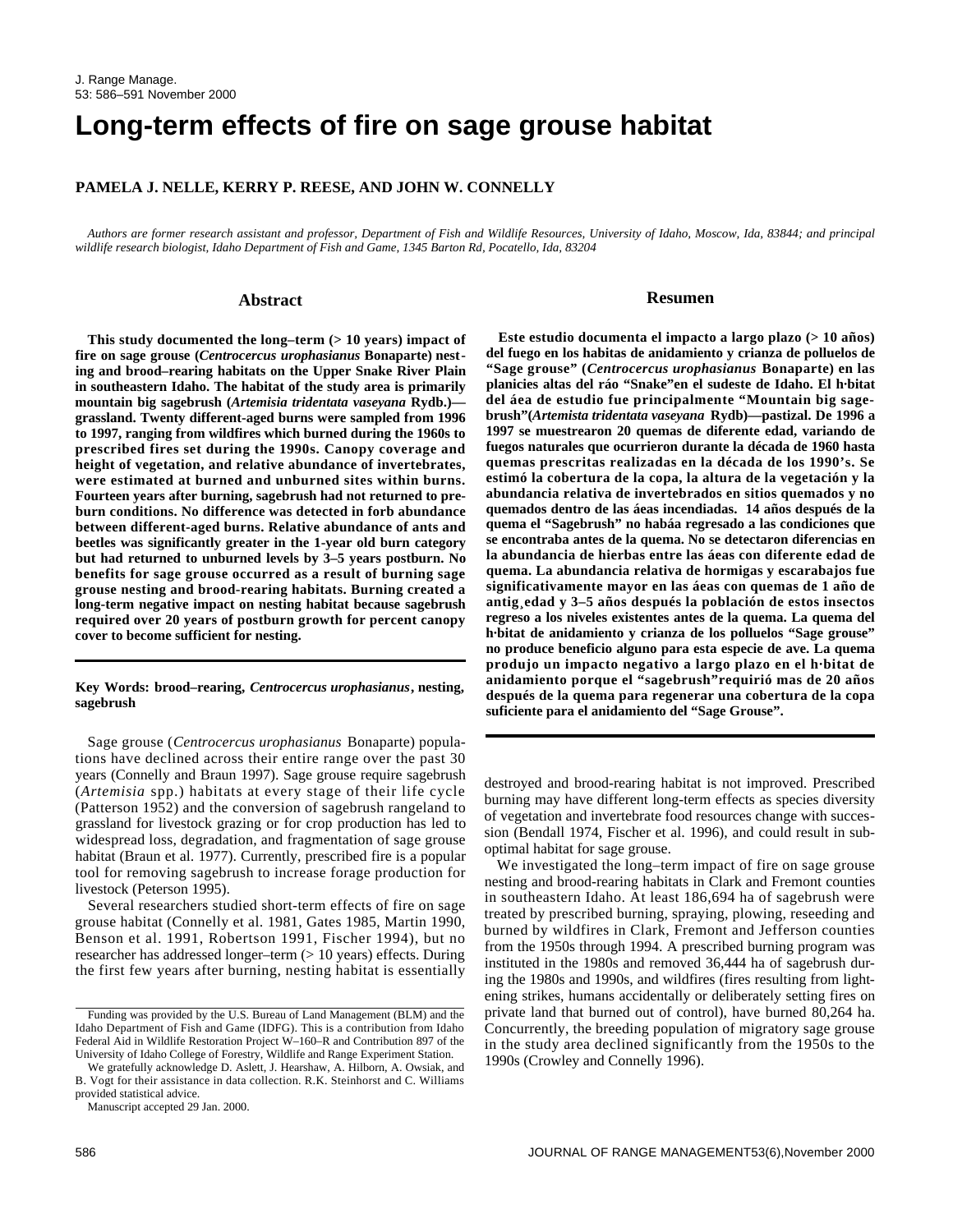# Long-term effects of fire on sage grouse habitat

**PAMELA J. NELLE, KERRY P. REESE, AND JOHN W. CONNELLY**

*Authors are former research assistant and professor, Department of Fish and Wildlife Resources, University of Idaho, Moscow, Ida, 83844; and principal wildlife research biologist, Idaho Department of Fish and Game, 1345 Barton Rd, Pocatello, Ida, 83204*

## Abstract

**This study documented the long–term (> 10 years) impact of fire on sage grouse (*Centrocercus urophasianus* Bonaparte) nesting and brood–rearing habitats on the Upper Snake River Plain in southeastern Idaho. The habitat of the study area is primarily mountain big sagebrush (*Artemisia tridentata vaseyana* Rydb.)—grassland. Twenty different-aged burns were sampled from 1996 to 1997, ranging from wildfires which burned during the 1960s to prescribed fires set during the 1990s. Canopy coverage and height of vegetation, and relative abundance of invertebrates, were estimated at burned and unburned sites within burns. Fourteen years after burning, sagebrush had not returned to pre-burn conditions. No difference was detected in forb abundance between different-aged burns. Relative abundance of ants and beetles was significantly greater in the 1-year old burn category but had returned to unburned levels by 3–5 years postburn. No benefits for sage grouse occurred as a result of burning sage grouse nesting and brood-rearing habitats. Burning created a long-term negative impact on nesting habitat because sagebrush required over 20 years of postburn growth for percent canopy cover to become sufficient for nesting.**

## Resumen

**Este estudio documenta el impacto a largo plazo (> 10 años) del fuego en los habitas de anidamiento y crianza de polluelos de “Sage grouse” (*Centrocercus urophasianus* Bonaparte) en las planicies altas del ráo “Snake”en el sudeste de Idaho. El h·bitat del áea de estudio fue principalmente “Mountain big sagebrush”(*Artemista tridentata vaseyana* Rydb)—pastizal. De 1996 a 1997 se muestrearon 20 quemas de diferente edad, variando de fuegos naturales que ocurrieron durante la década de 1960 hasta quemas prescritas realizadas en la década de los 1990’s. Se estimó la cobertura de la copa, la altura de la vegetación y la abundancia relativa de invertebrados en sitios quemados y no quemados dentro de las áeas incendiadas. 14 años después de la quema el “Sagebrush” no habáa regresado a las condiciones que se encontraba antes de la quema. No se detectaron diferencias en la abundancia de hierbas entre las áeas con diferente edad de quema. La abundancia relativa de hormigas y escarabajos fue significativamente mayor en las áeas con quemas de 1 año de antig¸edad y 3–5 años después la población de estos insectos regreso a los niveles existentes antes de la quema. La quema del h·bitat de anidamiento y crianza de los polluelos “Sage grouse” no produce beneficio alguno para esta especie de ave. La quema produjo un impacto negativo a largo plazo en el h·bitat de anidamiento porque el “sagebrush”requirió mas de 20 años después de la quema para regenerar una cobertura de la copa suficiente para el anidamiento del “Sage Grouse”.**

**Key Words: brood–rearing, *Centrocercus urophasianus*, nesting, sagebrush**

Sage grouse (*Centrocercus urophasianus* Bonaparte) populations have declined across their entire range over the past 30 years (Connelly and Braun 1997). Sage grouse require sagebrush (*Artemisia* spp.) habitats at every stage of their life cycle (Patterson 1952) and the conversion of sagebrush rangeland to grassland for livestock grazing or for crop production has led to widespread loss, degradation, and fragmentation of sage grouse habitat (Braun et al. 1977). Currently, prescribed fire is a popular tool for removing sagebrush to increase forage production for livestock (Peterson 1995).

Several researchers studied short-term effects of fire on sage grouse habitat (Connelly et al. 1981, Gates 1985, Martin 1990, Benson et al. 1991, Robertson 1991, Fischer 1994), but no researcher has addressed longer–term (> 10 years) effects. During the first few years after burning, nesting habitat is essentially destroyed and brood-rearing habitat is not improved. Prescribed burning may have different long-term effects as species diversity of vegetation and invertebrate food resources change with succession (Bendall 1974, Fischer et al. 1996), and could result in sub-optimal habitat for sage grouse.

We investigated the long–term impact of fire on sage grouse nesting and brood-rearing habitats in Clark and Fremont counties in southeastern Idaho. At least 186,694 ha of sagebrush were treated by prescribed burning, spraying, plowing, reseeding and burned by wildfires in Clark, Fremont and Jefferson counties from the 1950s through 1994. A prescribed burning program was instituted in the 1980s and removed 36,444 ha of sagebrush during the 1980s and 1990s, and wildfires (fires resulting from lightening strikes, humans accidentally or deliberately setting fires on private land that burned out of control), have burned 80,264 ha. Concurrently, the breeding population of migratory sage grouse in the study area declined significantly from the 1950s to the 1990s (Crowley and Connelly 1996).

Funding was provided by the U.S. Bureau of Land Management (BLM) and the Idaho Department of Fish and Game (IDFG). This is a contribution from Idaho Federal Aid in Wildlife Restoration Project W–160–R and Contribution 897 of the University of Idaho College of Forestry, Wildlife and Range Experiment Station.

We gratefully acknowledge D. Aslett, J. Hearshaw, A. Hilborn, A. Owsiak, and B. Vogt for their assistance in data collection. R.K. Steinhorst and C. Williams provided statistical advice.

Manuscript accepted 29 Jan. 2000.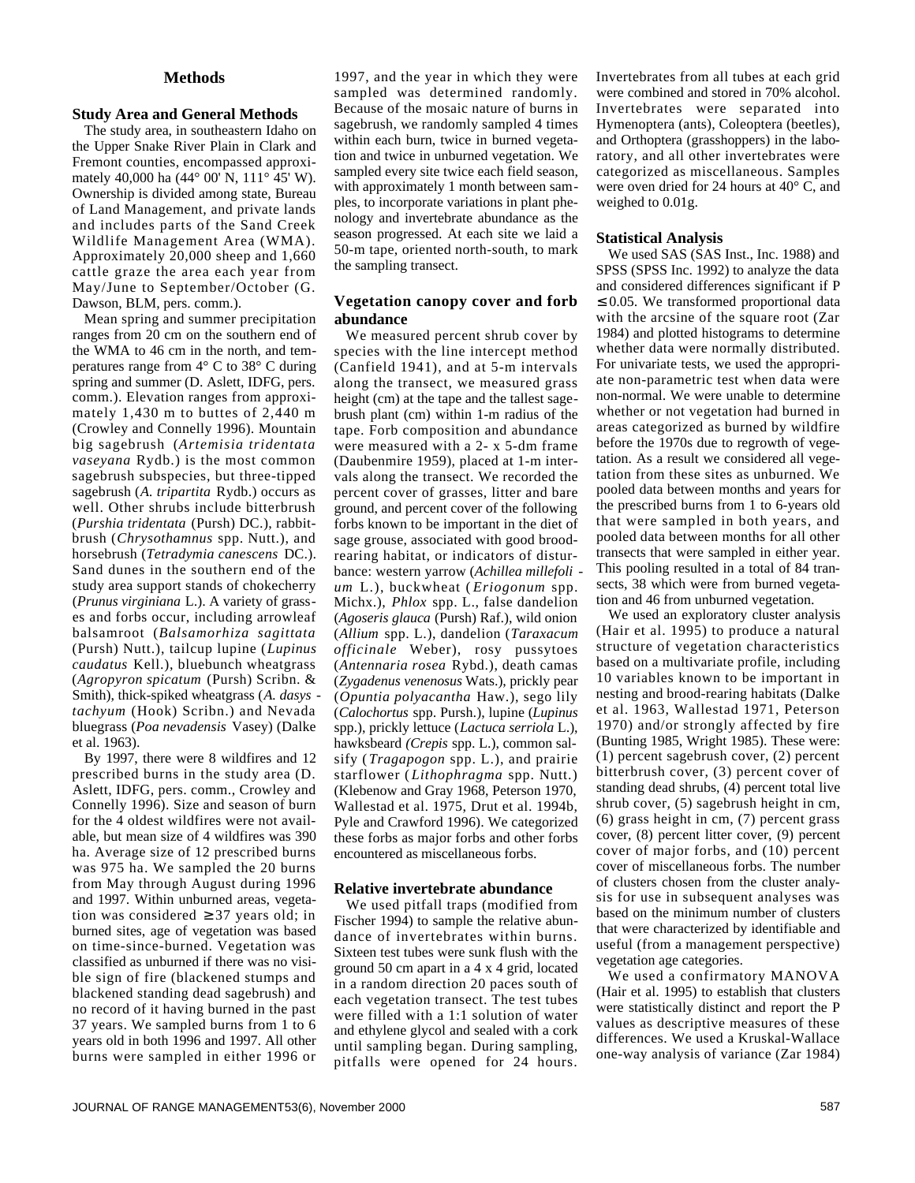## Methods

### Study Area and General Methods

The study area, in southeastern Idaho on the Upper Snake River Plain in Clark and Fremont counties, encompassed approximately 40,000 ha (44° 00' N, 111° 45' W). Ownership is divided among state, Bureau of Land Management, and private lands and includes parts of the Sand Creek Wildlife Management Area (WMA). Approximately 20,000 sheep and 1,660 cattle graze the area each year from May/June to September/October (G. Dawson, BLM, pers. comm.).

Mean spring and summer precipitation ranges from 20 cm on the southern end of the WMA to 46 cm in the north, and temperatures range from 4° C to 38° C during spring and summer (D. Aslett, IDFG, pers. comm.). Elevation ranges from approximately 1,430 m to buttes of 2,440 m (Crowley and Connelly 1996). Mountain big sagebrush (*Artemisia tridentata vaseyana* Rydb.) is the most common sagebrush subspecies, but three-tipped sagebrush (*A. tripartita* Rydb.) occurs as well. Other shrubs include bitterbrush (*Purshia tridentata* (Pursh) DC.), rabbitbrush (*Chrysothamnus* spp. Nutt.), and horsebrush (*Tetradymia canescens* DC.). Sand dunes in the southern end of the study area support stands of chokecherry (*Prunus virginiana* L.). A variety of grasses and forbs occur, including arrowleaf balsamroot (*Balsamorhiza sagittata* (Pursh) Nutt.), tailcup lupine (*Lupinus caudatus* Kell.), bluebunch wheatgrass (*Agropyron spicatum* (Pursh) Scribn. & Smith), thick-spiked wheatgrass (*A. dasystachyum* (Hook) Scribn.) and Nevada bluegrass (*Poa nevadensis* Vasey) (Dalke et al. 1963).

By 1997, there were 8 wildfires and 12 prescribed burns in the study area (D. Aslett, IDFG, pers. comm., Crowley and Connelly 1996). Size and season of burn for the 4 oldest wildfires were not available, but mean size of 4 wildfires was 390 ha. Average size of 12 prescribed burns was 975 ha. We sampled the 20 burns from May through August during 1996 and 1997. Within unburned areas, vegetation was considered ≥ 37 years old; in burned sites, age of vegetation was based on time-since-burned. Vegetation was classified as unburned if there was no visible sign of fire (blackened stumps and blackened standing dead sagebrush) and no record of it having burned in the past 37 years. We sampled burns from 1 to 6 years old in both 1996 and 1997. All other burns were sampled in either 1996 or 1997, and the year in which they were sampled was determined randomly. Because of the mosaic nature of burns in sagebrush, we randomly sampled 4 times within each burn, twice in burned vegetation and twice in unburned vegetation. We sampled every site twice each field season, with approximately 1 month between samples, to incorporate variations in plant phenology and invertebrate abundance as the season progressed. At each site we laid a 50-m tape, oriented north-south, to mark the sampling transect.

### Vegetation canopy cover and forb abundance

We measured percent shrub cover by species with the line intercept method (Canfield 1941), and at 5-m intervals along the transect, we measured grass height (cm) at the tape and the tallest sagebrush plant (cm) within 1-m radius of the tape. Forb composition and abundance were measured with a 2- x 5-dm frame (Daubenmire 1959), placed at 1-m intervals along the transect. We recorded the percent cover of grasses, litter and bare ground, and percent cover of the following forbs known to be important in the diet of sage grouse, associated with good brood-rearing habitat, or indicators of disturbance: western yarrow (*Achillea millefolium* L.), buckwheat (*Eriogonum* spp. Michx.), *Phlox* spp. L., false dandelion (*Agoseris glauca* (Pursh) Raf.), wild onion (*Allium* spp. L.), dandelion (*Taraxacum officinale* Weber), rosy pussytoes (*Antennaria rosea* Rybd.), death camas (*Zygadenus venenosus* Wats.), prickly pear (*Opuntia polyacantha* Haw.), sego lily (*Calochortus* spp. Pursh.), lupine (*Lupinus* spp.), prickly lettuce (*Lactuca serriola* L.), hawksbeard (*Crepis* spp. L.), common salsify (*Tragapogon* spp. L.), and prairie starflower (*Lithophragma* spp. Nutt.) (Klebenow and Gray 1968, Peterson 1970, Wallestad et al. 1975, Drut et al. 1994b, Pyle and Crawford 1996). We categorized these forbs as major forbs and other forbs encountered as miscellaneous forbs.

### Relative invertebrate abundance

We used pitfall traps (modified from Fischer 1994) to sample the relative abundance of invertebrates within burns. Sixteen test tubes were sunk flush with the ground 50 cm apart in a 4 x 4 grid, located in a random direction 20 paces south of each vegetation transect. The test tubes were filled with a 1:1 solution of water and ethylene glycol and sealed with a cork until sampling began. During sampling, pitfalls were opened for 24 hours. Invertebrates from all tubes at each grid were combined and stored in 70% alcohol. Invertebrates were separated into Hymenoptera (ants), Coleoptera (beetles), and Orthoptera (grasshoppers) in the laboratory, and all other invertebrates were categorized as miscellaneous. Samples were oven dried for 24 hours at 40° C, and weighed to 0.01g.

### Statistical Analysis

We used SAS (SAS Inst., Inc. 1988) and SPSS (SPSS Inc. 1992) to analyze the data and considered differences significant if $P \leq 0.05$. We transformed proportional data with the arcsine of the square root (Zar 1984) and plotted histograms to determine whether data were normally distributed. For univariate tests, we used the appropriate non-parametric test when data were non-normal. We were unable to determine whether or not vegetation had burned in areas categorized as burned by wildfire before the 1970s due to regrowth of vegetation. As a result we considered all vegetation from these sites as unburned. We pooled data between months and years for the prescribed burns from 1 to 6-years old that were sampled in both years, and pooled data between months for all other transects that were sampled in either year. This pooling resulted in a total of 84 transects, 38 which were from burned vegetation and 46 from unburned vegetation.

We used an exploratory cluster analysis (Hair et al. 1995) to produce a natural structure of vegetation characteristics based on a multivariate profile, including 10 variables known to be important in nesting and brood-rearing habitats (Dalke et al. 1963, Wallestad 1971, Peterson 1970) and/or strongly affected by fire (Bunting 1985, Wright 1985). These were: (1) percent sagebrush cover, (2) percent bitterbrush cover, (3) percent cover of standing dead shrubs, (4) percent total live shrub cover, (5) sagebrush height in cm, (6) grass height in cm, (7) percent grass cover, (8) percent litter cover, (9) percent cover of major forbs, and (10) percent cover of miscellaneous forbs. The number of clusters chosen from the cluster analysis for use in subsequent analyses was based on the minimum number of clusters that were characterized by identifiable and useful (from a management perspective) vegetation age categories.

We used a confirmatory MANOVA (Hair et al. 1995) to establish that clusters were statistically distinct and report the P values as descriptive measures of these differences. We used a Kruskal-Wallace one-way analysis of variance (Zar 1984)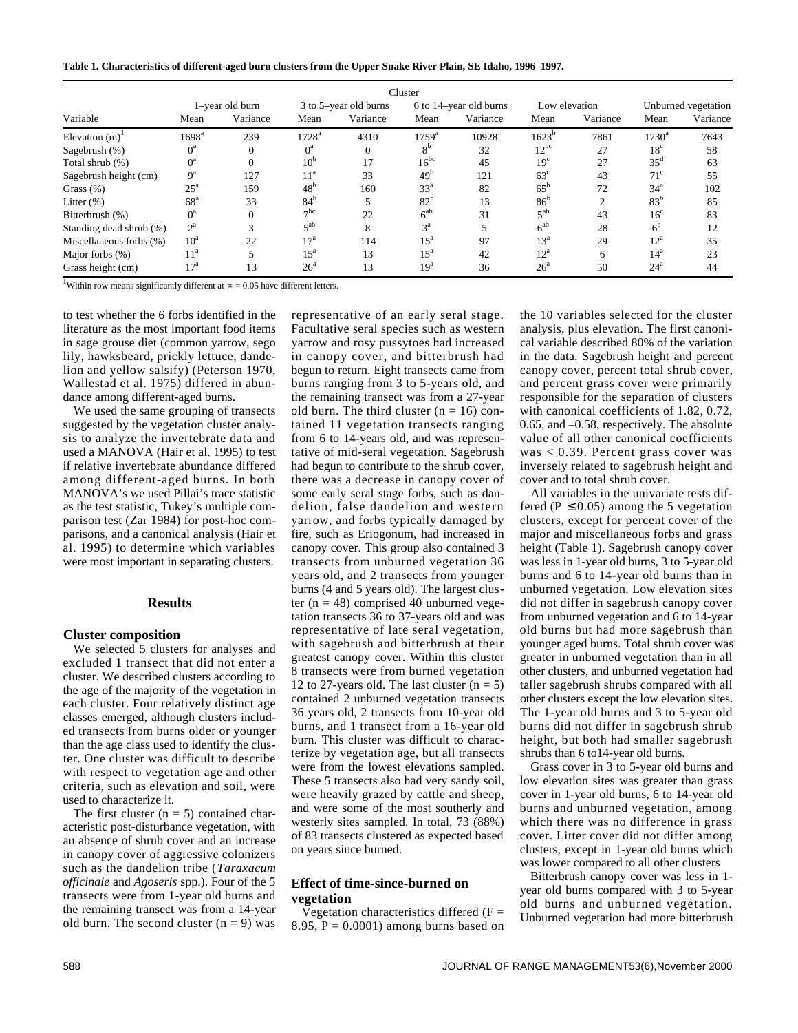**Table 1. Characteristics of different-aged burn clusters from the Upper Snake River Plain, SE Idaho, 1996–1997.**

| | Cluster | | | | | | | | | |
|---|---|---|---|---|---|---|---|---|---|---|
| | 1–year old burn | | 3 to 5–year old burns | | 6 to 14–year old burns | | Low elevation | | Unburned vegetation | |
| Variable | Mean | Variance | Mean | Variance | Mean | Variance | Mean | Variance | Mean | Variance |
| Elevation (m)[1] | 1698[a] | 239 | 1728[a] | 4310 | 1759[a] | 10928 | 1623[b] | 7861 | 1730[a] | 7643 |
| Sagebrush (%) | 0[a] | 0 | 0[a] | 0 | 8[b] | 32 | 12[bc] | 27 | 18[c] | 58 |
| Total shrub (%) | 0[a] | 0 | 10[b] | 17 | 16[bc] | 45 | 19[c] | 27 | 35[d] | 63 |
| Sagebrush height (cm) | 9[a] | 127 | 11[a] | 33 | 49[b] | 121 | 63[c] | 43 | 71[c] | 55 |
| Grass (%) | 25[a] | 159 | 48[b] | 160 | 33[a] | 82 | 65[b] | 72 | 34[a] | 102 |
| Litter (%) | 68[a] | 33 | 84[b] | 5 | 82[b] | 13 | 86[b] | 2 | 83[b] | 85 |
| Bitterbrush (%) | 0[a] | 0 | 7[bc] | 22 | 6[ab] | 31 | 5[ab] | 43 | 16[c] | 83 |
| Standing dead shrub (%) | 2[a] | 3 | 5[ab] | 8 | 3[a] | 5 | 6[ab] | 28 | 6[b] | 12 |
| Miscellaneous forbs (%) | 10[a] | 22 | 17[a] | 114 | 15[a] | 97 | 13[a] | 29 | 12[a] | 35 |
| Major forbs (%) | 11[a] | 5 | 15[a] | 13 | 15[a] | 42 | 12[a] | 6 | 14[a] | 23 |
| Grass height (cm) | 17[a] | 13 | 26[a] | 13 | 19[a] | 36 | 26[a] | 50 | 24[a] | 44 |

[1]Within row means significantly different at $\alpha = 0.05$ have different letters.

to test whether the 6 forbs identified in the literature as the most important food items in sage grouse diet (common yarrow, sego lily, hawksbeard, prickly lettuce, dandelion and yellow salsify) (Peterson 1970, Wallestad et al. 1975) differed in abundance among different-aged burns.

We used the same grouping of transects suggested by the vegetation cluster analysis to analyze the invertebrate data and used a MANOVA (Hair et al. 1995) to test if relative invertebrate abundance differed among different-aged burns. In both MANOVA's we used Pillai's trace statistic as the test statistic, Tukey's multiple comparison test (Zar 1984) for post-hoc comparisons, and a canonical analysis (Hair et al. 1995) to determine which variables were most important in separating clusters.

## Results

### Cluster composition

We selected 5 clusters for analyses and excluded 1 transect that did not enter a cluster. We described clusters according to the age of the majority of the vegetation in each cluster. Four relatively distinct age classes emerged, although clusters included transects from burns older or younger than the age class used to identify the cluster. One cluster was difficult to describe with respect to vegetation age and other criteria, such as elevation and soil, were used to characterize it.

The first cluster (n = 5) contained characteristic post-disturbance vegetation, with an absence of shrub cover and an increase in canopy cover of aggressive colonizers such as the dandelion tribe (*Taraxacum officinale* and *Agoseris* spp.). Four of the 5 transects were from 1-year old burns and the remaining transect was from a 14-year old burn. The second cluster (n = 9) was representative of an early seral stage. Facultative seral species such as western yarrow and rosy pussytoes had increased in canopy cover, and bitterbrush had begun to return. Eight transects came from burns ranging from 3 to 5-years old, and the remaining transect was from a 27-year old burn. The third cluster (n = 16) contained 11 vegetation transects ranging from 6 to 14-years old, and was representative of mid-seral vegetation. Sagebrush had begun to contribute to the shrub cover, there was a decrease in canopy cover of some early seral stage forbs, such as dandelion, false dandelion and western yarrow, and forbs typically damaged by fire, such as Eriogonum, had increased in canopy cover. This group also contained 3 transects from unburned vegetation 36 years old, and 2 transects from younger burns (4 and 5 years old). The largest cluster (n = 48) comprised 40 unburned vegetation transects 36 to 37-years old and was representative of late seral vegetation, with sagebrush and bitterbrush at their greatest canopy cover. Within this cluster 8 transects were from burned vegetation 12 to 27-years old. The last cluster (n = 5) contained 2 unburned vegetation transects 36 years old, 2 transects from 10-year old burns, and 1 transect from a 16-year old burn. This cluster was difficult to characterize by vegetation age, but all transects were from the lowest elevations sampled. These 5 transects also had very sandy soil, were heavily grazed by cattle and sheep, and were some of the most southerly and westerly sites sampled. In total, 73 (88%) of 83 transects clustered as expected based on years since burned.

### Effect of time-since-burned on vegetation

Vegetation characteristics differed (F = 8.95, P = 0.0001) among burns based on the 10 variables selected for the cluster analysis, plus elevation. The first canonical variable described 80% of the variation in the data. Sagebrush height and percent canopy cover, percent total shrub cover, and percent grass cover were primarily responsible for the separation of clusters with canonical coefficients of 1.82, 0.72, 0.65, and –0.58, respectively. The absolute value of all other canonical coefficients was < 0.39. Percent grass cover was inversely related to sagebrush height and cover and to total shrub cover.

All variables in the univariate tests differed ($P \leq 0.05$) among the 5 vegetation clusters, except for percent cover of the major and miscellaneous forbs and grass height (Table 1). Sagebrush canopy cover was less in 1-year old burns, 3 to 5-year old burns and 6 to 14-year old burns than in unburned vegetation. Low elevation sites did not differ in sagebrush canopy cover from unburned vegetation and 6 to 14-year old burns but had more sagebrush than younger aged burns. Total shrub cover was greater in unburned vegetation than in all other clusters, and unburned vegetation had taller sagebrush shrubs compared with all other clusters except the low elevation sites. The 1-year old burns and 3 to 5-year old burns did not differ in sagebrush shrub height, but both had smaller sagebrush shrubs than 6 to14-year old burns.

Grass cover in 3 to 5-year old burns and low elevation sites was greater than grass cover in 1-year old burns, 6 to 14-year old burns and unburned vegetation, among which there was no difference in grass cover. Litter cover did not differ among clusters, except in 1-year old burns which was lower compared to all other clusters

Bitterbrush canopy cover was less in 1-year old burns compared with 3 to 5-year old burns and unburned vegetation. Unburned vegetation had more bitterbrush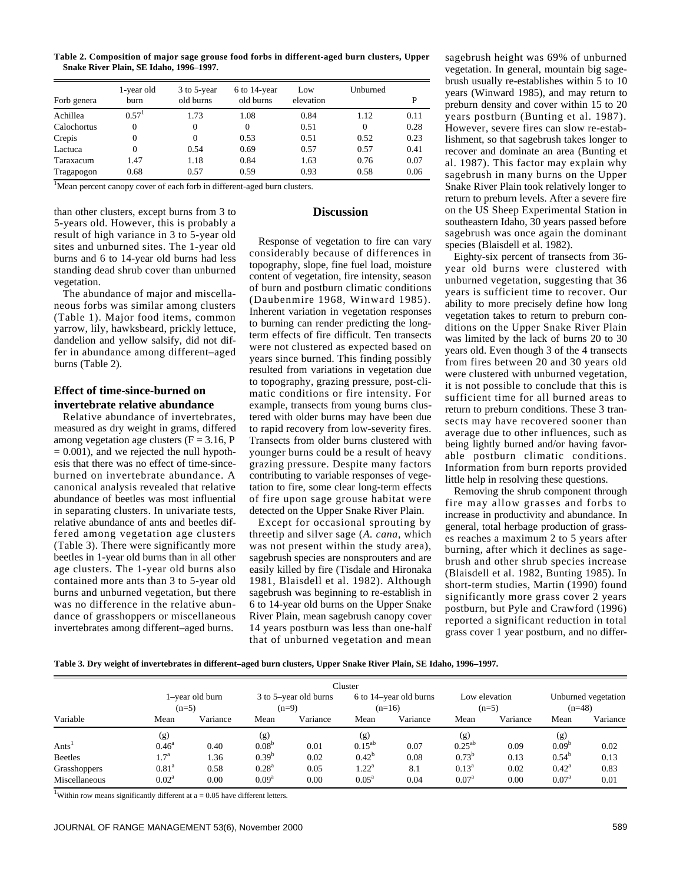**Table 2. Composition of major sage grouse food forbs in different-aged burn clusters, Upper Snake River Plain, SE Idaho, 1996–1997.**

| Forb genera | 1-year old burn | 3 to 5-year old burns | 6 to 14-year old burns | Low elevation | Unburned | P |
|---|---|---|---|---|---|---|
| Achillea | 0.57[1] | 1.73 | 1.08 | 0.84 | 1.12 | 0.11 |
| Calochortus | 0 | 0 | 0 | 0.51 | 0 | 0.28 |
| Crepis | 0 | 0 | 0.53 | 0.51 | 0.52 | 0.23 |
| Lactuca | 0 | 0.54 | 0.69 | 0.57 | 0.57 | 0.41 |
| Taraxacum | 1.47 | 1.18 | 0.84 | 1.63 | 0.76 | 0.07 |
| Tragapogon | 0.68 | 0.57 | 0.59 | 0.93 | 0.58 | 0.06 |

[1]Mean percent canopy cover of each forb in different-aged burn clusters.

than other clusters, except burns from 3 to 5-years old. However, this is probably a result of high variance in 3 to 5-year old sites and unburned sites. The 1-year old burns and 6 to 14-year old burns had less standing dead shrub cover than unburned vegetation.

The abundance of major and miscellaneous forbs was similar among clusters (Table 1). Major food items, common yarrow, lily, hawksbeard, prickly lettuce, dandelion and yellow salsify, did not differ in abundance among different–aged burns (Table 2).

### Effect of time-since-burned on invertebrate relative abundance

Relative abundance of invertebrates, measured as dry weight in grams, differed among vegetation age clusters ($F = 3.16$, $P = 0.001$), and we rejected the null hypothesis that there was no effect of time-since-burned on invertebrate abundance. A canonical analysis revealed that relative abundance of beetles was most influential in separating clusters. In univariate tests, relative abundance of ants and beetles differed among vegetation age clusters (Table 3). There were significantly more beetles in 1-year old burns than in all other age clusters. The 1-year old burns also contained more ants than 3 to 5-year old burns and unburned vegetation, but there was no difference in the relative abundance of grasshoppers or miscellaneous invertebrates among different–aged burns.

## Discussion

Response of vegetation to fire can vary considerably because of differences in topography, slope, fine fuel load, moisture content of vegetation, fire intensity, season of burn and postburn climatic conditions (Daubenmire 1968, Winward 1985). Inherent variation in vegetation responses to burning can render predicting the long-term effects of fire difficult. Ten transects were not clustered as expected based on years since burned. This finding possibly resulted from variations in vegetation due to topography, grazing pressure, post-climatic conditions or fire intensity. For example, transects from young burns clustered with older burns may have been due to rapid recovery from low-severity fires. Transects from older burns clustered with younger burns could be a result of heavy grazing pressure. Despite many factors contributing to variable responses of vegetation to fire, some clear long-term effects of fire upon sage grouse habitat were detected on the Upper Snake River Plain.

Except for occasional sprouting by threetip and silver sage (*A. cana*, which was not present within the study area), sagebrush species are nonsprouters and are easily killed by fire (Tisdale and Hironaka 1981, Blaisdell et al. 1982). Although sagebrush was beginning to re-establish in 6 to 14-year old burns on the Upper Snake River Plain, mean sagebrush canopy cover 14 years postburn was less than one-half that of unburned vegetation and mean sagebrush height was 69% of unburned vegetation. In general, mountain big sagebrush usually re-establishes within 5 to 10 years (Winward 1985), and may return to preburn density and cover within 15 to 20 years postburn (Bunting et al. 1987). However, severe fires can slow re-establishment, so that sagebrush takes longer to recover and dominate an area (Bunting et al. 1987). This factor may explain why sagebrush in many burns on the Upper Snake River Plain took relatively longer to return to preburn levels. After a severe fire on the US Sheep Experimental Station in southeastern Idaho, 30 years passed before sagebrush was once again the dominant species (Blaisdell et al. 1982).

Eighty-six percent of transects from 36-year old burns were clustered with unburned vegetation, suggesting that 36 years is sufficient time to recover. Our ability to more precisely define how long vegetation takes to return to preburn conditions on the Upper Snake River Plain was limited by the lack of burns 20 to 30 years old. Even though 3 of the 4 transects from fires between 20 and 30 years old were clustered with unburned vegetation, it is not possible to conclude that this is sufficient time for all burned areas to return to preburn conditions. These 3 transects may have recovered sooner than average due to other influences, such as being lightly burned and/or having favorable postburn climatic conditions. Information from burn reports provided little help in resolving these questions.

Removing the shrub component through fire may allow grasses and forbs to increase in productivity and abundance. In general, total herbage production of grasses reaches a maximum 2 to 5 years after burning, after which it declines as sagebrush and other shrub species increase (Blaisdell et al. 1982, Bunting 1985). In short-term studies, Martin (1990) found significantly more grass cover 2 years postburn, but Pyle and Crawford (1996) reported a significant reduction in total grass cover 1 year postburn, and no differ-

**Table 3. Dry weight of invertebrates in different–aged burn clusters, Upper Snake River Plain, SE Idaho, 1996–1997.**

| Variable | 1–year old burn (n=5) | | 3 to 5–year old burns (n=9) | | 6 to 14–year old burns (n=16) | | Low elevation (n=5) | | Unburned vegetation (n=48) | |
|---|---|---|---|---|---|---|---|---|---|---|
| | Mean | Variance | Mean | Variance | Mean | Variance | Mean | Variance | Mean | Variance |
| | (g) | | (g) | | (g) | | (g) | | (g) | |
| Ants[1] | 0.46[a] | 0.40 | 0.08[b] | 0.01 | 0.15[ab] | 0.07 | 0.25[ab] | 0.09 | 0.09[b] | 0.02 |
| Beetles | 1.7[a] | 1.36 | 0.39[b] | 0.02 | 0.42[b] | 0.08 | 0.73[b] | 0.13 | 0.54[b] | 0.13 |
| Grasshoppers | 0.81[a] | 0.58 | 0.28[a] | 0.05 | 1.22[a] | 8.1 | 0.13[a] | 0.02 | 0.42[a] | 0.83 |
| Miscellaneous | 0.02[a] | 0.00 | 0.09[a] | 0.00 | 0.05[a] | 0.04 | 0.07[a] | 0.00 | 0.07[a] | 0.01 |

[1]Within row means significantly different at a = 0.05 have different letters.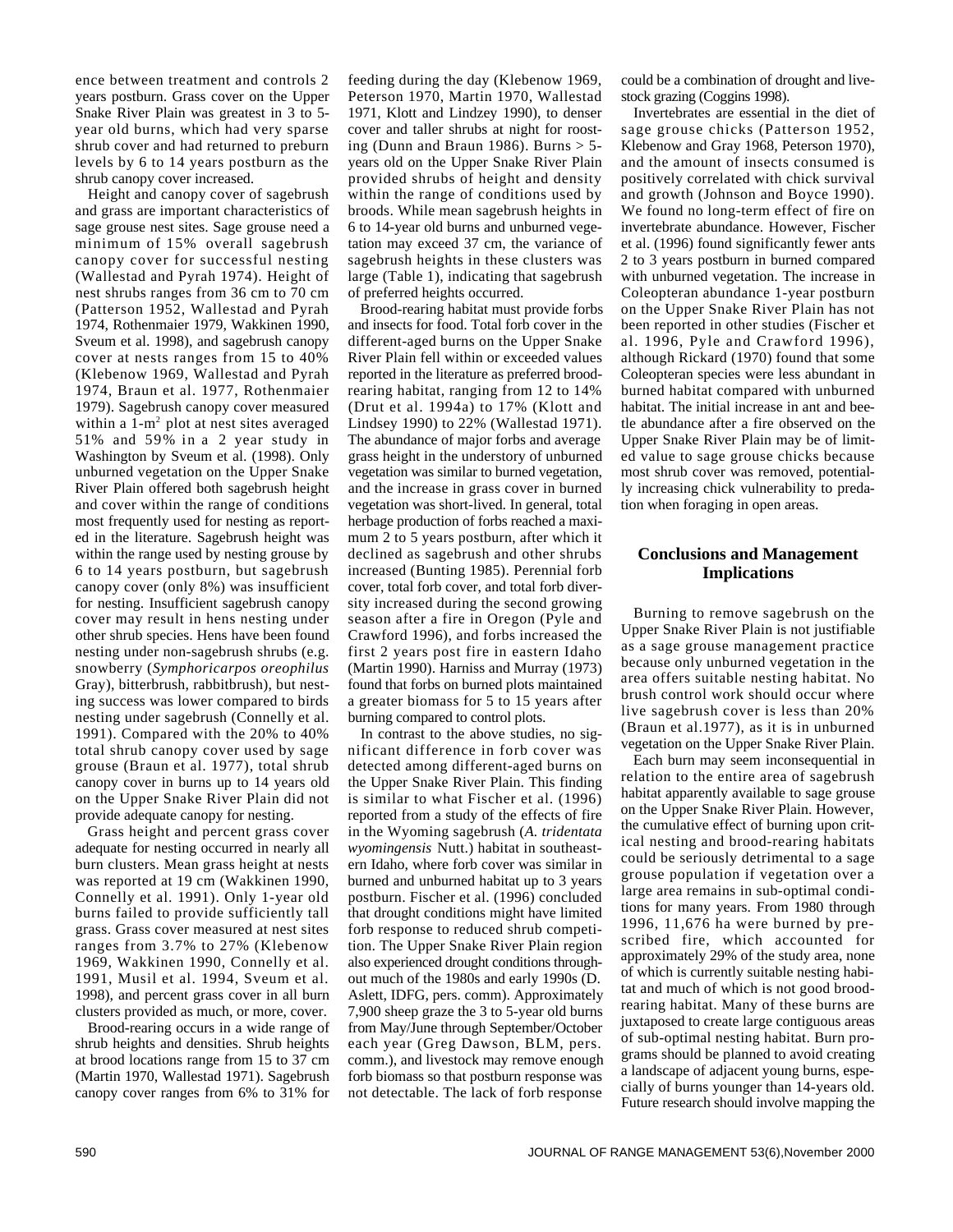ence between treatment and controls 2 years postburn. Grass cover on the Upper Snake River Plain was greatest in 3 to 5-year old burns, which had very sparse shrub cover and had returned to preburn levels by 6 to 14 years postburn as the shrub canopy cover increased.

Height and canopy cover of sagebrush and grass are important characteristics of sage grouse nest sites. Sage grouse need a minimum of 15% overall sagebrush canopy cover for successful nesting (Wallestad and Pyrah 1974). Height of nest shrubs ranges from 36 cm to 70 cm (Patterson 1952, Wallestad and Pyrah 1974, Rothenmaier 1979, Wakkinen 1990, Sveum et al. 1998), and sagebrush canopy cover at nests ranges from 15 to 40% (Klebenow 1969, Wallestad and Pyrah 1974, Braun et al. 1977, Rothenmaier 1979). Sagebrush canopy cover measured within a 1-$m^2$ plot at nest sites averaged 51% and 59% in a 2 year study in Washington by Sveum et al. (1998). Only unburned vegetation on the Upper Snake River Plain offered both sagebrush height and cover within the range of conditions most frequently used for nesting as reported in the literature. Sagebrush height was within the range used by nesting grouse by 6 to 14 years postburn, but sagebrush canopy cover (only 8%) was insufficient for nesting. Insufficient sagebrush canopy cover may result in hens nesting under other shrub species. Hens have been found nesting under non-sagebrush shrubs (e.g. snowberry (*Symphoricarpos oreophilus* Gray), bitterbrush, rabbitbrush), but nesting success was lower compared to birds nesting under sagebrush (Connelly et al. 1991). Compared with the 20% to 40% total shrub canopy cover used by sage grouse (Braun et al. 1977), total shrub canopy cover in burns up to 14 years old on the Upper Snake River Plain did not provide adequate canopy for nesting.

Grass height and percent grass cover adequate for nesting occurred in nearly all burn clusters. Mean grass height at nests was reported at 19 cm (Wakkinen 1990, Connelly et al. 1991). Only 1-year old burns failed to provide sufficiently tall grass. Grass cover measured at nest sites ranges from 3.7% to 27% (Klebenow 1969, Wakkinen 1990, Connelly et al. 1991, Musil et al. 1994, Sveum et al. 1998), and percent grass cover in all burn clusters provided as much, or more, cover.

Brood-rearing occurs in a wide range of shrub heights and densities. Shrub heights at brood locations range from 15 to 37 cm (Martin 1970, Wallestad 1971). Sagebrush canopy cover ranges from 6% to 31% for feeding during the day (Klebenow 1969, Peterson 1970, Martin 1970, Wallestad 1971, Klott and Lindzey 1990), to denser cover and taller shrubs at night for roosting (Dunn and Braun 1986). Burns > 5-years old on the Upper Snake River Plain provided shrubs of height and density within the range of conditions used by broods. While mean sagebrush heights in 6 to 14-year old burns and unburned vegetation may exceed 37 cm, the variance of sagebrush heights in these clusters was large (Table 1), indicating that sagebrush of preferred heights occurred.

Brood-rearing habitat must provide forbs and insects for food. Total forb cover in the different-aged burns on the Upper Snake River Plain fell within or exceeded values reported in the literature as preferred brood-rearing habitat, ranging from 12 to 14% (Drut et al. 1994a) to 17% (Klott and Lindsey 1990) to 22% (Wallestad 1971). The abundance of major forbs and average grass height in the understory of unburned vegetation was similar to burned vegetation, and the increase in grass cover in burned vegetation was short-lived. In general, total herbage production of forbs reached a maximum 2 to 5 years postburn, after which it declined as sagebrush and other shrubs increased (Bunting 1985). Perennial forb cover, total forb cover, and total forb diversity increased during the second growing season after a fire in Oregon (Pyle and Crawford 1996), and forbs increased the first 2 years post fire in eastern Idaho (Martin 1990). Harniss and Murray (1973) found that forbs on burned plots maintained a greater biomass for 5 to 15 years after burning compared to control plots.

In contrast to the above studies, no significant difference in forb cover was detected among different-aged burns on the Upper Snake River Plain. This finding is similar to what Fischer et al. (1996) reported from a study of the effects of fire in the Wyoming sagebrush (*A. tridentata wyomingensis* Nutt.) habitat in southeastern Idaho, where forb cover was similar in burned and unburned habitat up to 3 years postburn. Fischer et al. (1996) concluded that drought conditions might have limited forb response to reduced shrub competition. The Upper Snake River Plain region also experienced drought conditions throughout much of the 1980s and early 1990s (D. Aslett, IDFG, pers. comm). Approximately 7,900 sheep graze the 3 to 5-year old burns from May/June through September/October each year (Greg Dawson, BLM, pers. comm.), and livestock may remove enough forb biomass so that postburn response was not detectable. The lack of forb response could be a combination of drought and livestock grazing (Coggins 1998).

Invertebrates are essential in the diet of sage grouse chicks (Patterson 1952, Klebenow and Gray 1968, Peterson 1970), and the amount of insects consumed is positively correlated with chick survival and growth (Johnson and Boyce 1990). We found no long-term effect of fire on invertebrate abundance. However, Fischer et al. (1996) found significantly fewer ants 2 to 3 years postburn in burned compared with unburned vegetation. The increase in Coleopteran abundance 1-year postburn on the Upper Snake River Plain has not been reported in other studies (Fischer et al. 1996, Pyle and Crawford 1996), although Rickard (1970) found that some Coleopteran species were less abundant in burned habitat compared with unburned habitat. The initial increase in ant and beetle abundance after a fire observed on the Upper Snake River Plain may be of limited value to sage grouse chicks because most shrub cover was removed, potentially increasing chick vulnerability to predation when foraging in open areas.

## Conclusions and Management Implications

Burning to remove sagebrush on the Upper Snake River Plain is not justifiable as a sage grouse management practice because only unburned vegetation in the area offers suitable nesting habitat. No brush control work should occur where live sagebrush cover is less than 20% (Braun et al.1977), as it is in unburned vegetation on the Upper Snake River Plain.

Each burn may seem inconsequential in relation to the entire area of sagebrush habitat apparently available to sage grouse on the Upper Snake River Plain. However, the cumulative effect of burning upon critical nesting and brood-rearing habitats could be seriously detrimental to a sage grouse population if vegetation over a large area remains in sub-optimal conditions for many years. From 1980 through 1996, 11,676 ha were burned by prescribed fire, which accounted for approximately 29% of the study area, none of which is currently suitable nesting habitat and much of which is not good brood-rearing habitat. Many of these burns are juxtaposed to create large contiguous areas of sub-optimal nesting habitat. Burn programs should be planned to avoid creating a landscape of adjacent young burns, especially of burns younger than 14-years old. Future research should involve mapping the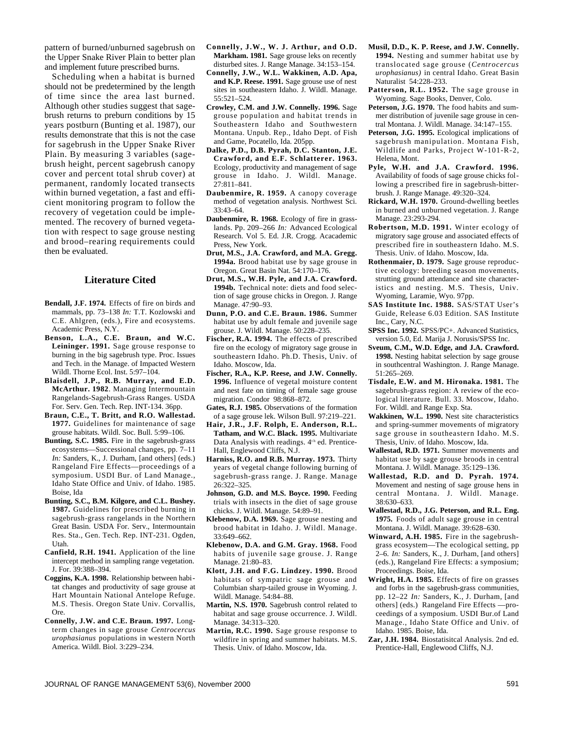pattern of burned/unburned sagebrush on the Upper Snake River Plain to better plan and implement future prescribed burns.

Scheduling when a habitat is burned should not be predetermined by the length of time since the area last burned. Although other studies suggest that sagebrush returns to preburn conditions by 15 years postburn (Bunting et al. 1987), our results demonstrate that this is not the case for sagebrush in the Upper Snake River Plain. By measuring 3 variables (sagebrush height, percent sagebrush canopy cover and percent total shrub cover) at permanent, randomly located transects within burned vegetation, a fast and efficient monitoring program to follow the recovery of vegetation could be implemented. The recovery of burned vegetation with respect to sage grouse nesting and brood–rearing requirements could then be evaluated.

## Literature Cited

**Bendall, J.F. 1974.** Effects of fire on birds and mammals, pp. 73–138 *In:* T.T. Kozlowski and C.E. Ahlgren, (eds.), Fire and ecosystems. Academic Press, N.Y.

**Benson, L.A., C.E. Braun, and W.C. Leininger. 1991.** Sage grouse response to burning in the big sagebrush type. Proc. Issues and Tech. in the Manage. of Impacted Western Wildl. Thorne Ecol. Inst. 5:97–104.

**Blaisdell, J.P., R.B. Murray, and E.D. McArthur. 1982**. Managing Intermountain Rangelands-Sagebrush-Grass Ranges. USDA For. Serv. Gen. Tech. Rep. INT-134. 36pp.

**Braun, C.E., T. Britt, and R.O. Wallestad. 1977.** Guidelines for maintenance of sage grouse habitats. Wildl. Soc. Bull. 5:99–106.

**Bunting, S.C. 1985.** Fire in the sagebrush-grass ecosystems—Successional changes, pp. 7–11 *In:* Sanders, K., J. Durham, [and others] (eds.) Rangeland Fire Effects—proceedings of a symposium. USDI Bur. of Land Manage., Idaho State Office and Univ. of Idaho. 1985. Boise, Ida

**Bunting, S.C., B.M. Kilgore, and C.L. Bushey. 1987.** Guidelines for prescribed burning in sagebrush-grass rangelands in the Northern Great Basin. USDA For. Serv., Intermountain Res. Sta., Gen. Tech. Rep. INT-231. Ogden, Utah.

**Canfield, R.H. 1941.** Application of the line intercept method in sampling range vegetation. J. For. 39:388–394.

**Coggins, K.A. 1998.** Relationship between habitat changes and productivity of sage grouse at Hart Mountain National Antelope Refuge. M.S. Thesis. Oregon State Univ. Corvallis, Ore.

**Connelly, J.W. and C.E. Braun. 1997.** Long-term changes in sage grouse *Centrocercus urophasianus* populations in western North America. Wildl. Biol. 3:229–234.

**Connelly, J.W., W. J. Arthur, and O.D. Markham. 1981.** Sage grouse leks on recently disturbed sites. J. Range Manage. 34:153–154.

**Connelly, J.W., W.L. Wakkinen, A.D. Apa, and K.P. Reese. 1991.** Sage grouse use of nest sites in southeastern Idaho. J. Wildl. Manage. 55:521–524.

**Crowley, C.M. and J.W. Connelly. 1996.** Sage grouse population and habitat trends in Southeastern Idaho and Southwestern Montana. Unpub. Rep., Idaho Dept. of Fish and Game, Pocatello, Ida. 205pp.

**Dalke, P.D., D.B. Pyrah, D.C. Stanton, J.E. Crawford, and E.F. Schlatterer. 1963.** Ecology, productivity and management of sage grouse in Idaho. J. Wildl. Manage. 27:811–841.

**Daubenmire, R. 1959.** A canopy coverage method of vegetation analysis. Northwest Sci. 33:43–64.

**Daubenmire, R. 1968.** Ecology of fire in grasslands. Pp. 209–266 *In:* Advanced Ecological Research. Vol 5. Ed. J.R. Crogg. Acacademic Press, New York.

**Drut, M.S., J.A. Crawford, and M.A. Gregg. 1994a.** Brood habitat use by sage grouse in Oregon. Great Basin Nat. 54:170–176.

**Drut, M.S., W.H. Pyle, and J.A. Crawford. 1994b.** Technical note: diets and food selection of sage grouse chicks in Oregon. J. Range Manage. 47:90–93.

**Dunn, P.O. and C.E. Braun. 1986.** Summer habitat use by adult female and juvenile sage grouse. J. Wildl. Manage. 50:228–235.

**Fischer, R.A. 1994.** The effects of prescribed fire on the ecology of migratory sage grouse in southeastern Idaho. Ph.D. Thesis, Univ. of Idaho. Moscow, Ida.

**Fischer, R.A., K.P. Reese, and J.W. Connelly. 1996.** Influence of vegetal moisture content and nest fate on timing of female sage grouse migration. Condor 98:868–872.

**Gates, R.J. 1985.** Observations of the formation of a sage grouse lek. Wilson Bull. 97:219–221.

**Hair, J.R., J.F. Rolph, E. Anderson, R.L. Tatham, and W.C. Black. 1995.** Multivariate Data Analysis with readings. 4th ed. Prentice-Hall, Englewood Cliffs, N.J.

**Harniss, R.O. and R.B. Murray. 1973.** Thirty years of vegetal change following burning of sagebrush-grass range. J. Range. Manage 26:322–325.

**Johnson, G.D. and M.S. Boyce. 1990.** Feeding trials with insects in the diet of sage grouse chicks. J. Wildl. Manage. 54:89–91.

**Klebenow, D.A. 1969.** Sage grouse nesting and brood habitat in Idaho. J. Wildl. Manage. 33:649–662.

**Klebenow, D.A. and G.M. Gray. 1968.** Food habits of juvenile sage grouse. J. Range Manage. 21:80–83.

**Klott, J.H. and F.G. Lindzey. 1990.** Brood habitats of sympatric sage grouse and Columbian sharp-tailed grouse in Wyoming. J. Wildl. Manage. 54:84–88.

**Martin, N.S. 1970.** Sagebrush control related to habitat and sage grouse occurrence. J. Wildl. Manage. 34:313–320.

**Martin, R.C. 1990.** Sage grouse response to wildfire in spring and summer habitats. M.S. Thesis. Univ. of Idaho. Moscow, Ida.

**Musil, D.D., K. P. Reese, and J.W. Connelly. 1994.** Nesting and summer habitat use by translocated sage grouse (*Centrocercus urophasianus)* in central Idaho. Great Basin Naturalist 54:228–233.

**Patterson, R.L. 1952.** The sage grouse in Wyoming. Sage Books, Denver, Colo.

**Peterson, J.G. 1970.** The food habits and summer distribution of juvenile sage grouse in central Montana. J. Wildl. Manage. 34:147–155.

**Peterson, J.G. 1995.** Ecological implications of sagebrush manipulation. Montana Fish, Wildlife and Parks, Project W-101-R-2, Helena, Mont.

**Pyle, W.H. and J.A. Crawford. 1996.** Availability of foods of sage grouse chicks following a prescribed fire in sagebrush-bitterbrush. J. Range Manage. 49:320–324.

**Rickard, W.H. 1970.** Ground-dwelling beetles in burned and unburned vegetation. J. Range Manage. 23:293-294.

**Robertson, M.D. 1991.** Winter ecology of migratory sage grouse and associated effects of prescribed fire in southeastern Idaho. M.S. Thesis. Univ. of Idaho. Moscow, Ida.

**Rothenmaier, D. 1979.** Sage grouse reproductive ecology: breeding season movements, strutting ground attendance and site characteristics and nesting. M.S. Thesis, Univ. Wyoming, Laramie, Wyo. 97pp.

**SAS Institute Inc. 1988.** SAS/STAT User's Guide, Release 6.03 Edition. SAS Institute Inc., Cary, N.C.

**SPSS Inc. 1992.** SPSS/PC+. Advanced Statistics, version 5.0, Ed. Marija J. Norusis/SPSS Inc.

**Sveum, C.M., W.D. Edge, and J.A. Crawford. 1998.** Nesting habitat selection by sage grouse in southcentral Washington. J. Range Manage. 51:265–269.

**Tisdale, E.W. and M. Hironaka. 1981.** The sagebrush-grass region: A review of the ecological literature. Bull. 33. Moscow, Idaho. For. Wildl. and Range Exp. Sta.

**Wakkinen, W.L. 1990.** Nest site characteristics and spring-summer movements of migratory sage grouse in southeastern Idaho. M.S. Thesis, Univ. of Idaho. Moscow, Ida.

**Wallestad, R.D. 1971.** Summer movements and habitat use by sage grouse broods in central Montana. J. Wildl. Manage. 35:129–136.

**Wallestad, R.D. and D. Pyrah. 1974.** Movement and nesting of sage grouse hens in central Montana. J. Wildl. Manage. 38:630–633.

**Wallestad, R.D., J.G. Peterson, and R.L. Eng. 1975.** Foods of adult sage grouse in central Montana. J. Wildl. Manage. 39:628–630.

**Winward, A.H. 1985.** Fire in the sagebrush-grass ecosystem—The ecological setting, pp 2–6. *In:* Sanders, K., J. Durham, [and others] (eds.), Rangeland Fire Effects: a symposium; Proceedings. Boise, Ida.

**Wright, H.A. 1985.** Effects of fire on grasses and forbs in the sagebrush-grass communities, pp. 12–22 *In:* Sanders, K., J. Durham, [and others] (eds.) Rangeland Fire Effects —proceedings of a symposium. USDI Bur.of Land Manage., Idaho State Office and Univ. of Idaho. 1985. Boise, Ida.

**Zar, J.H. 1984.** Biostatisitcal Analysis. 2nd ed. Prentice-Hall, Englewood Cliffs, N.J.